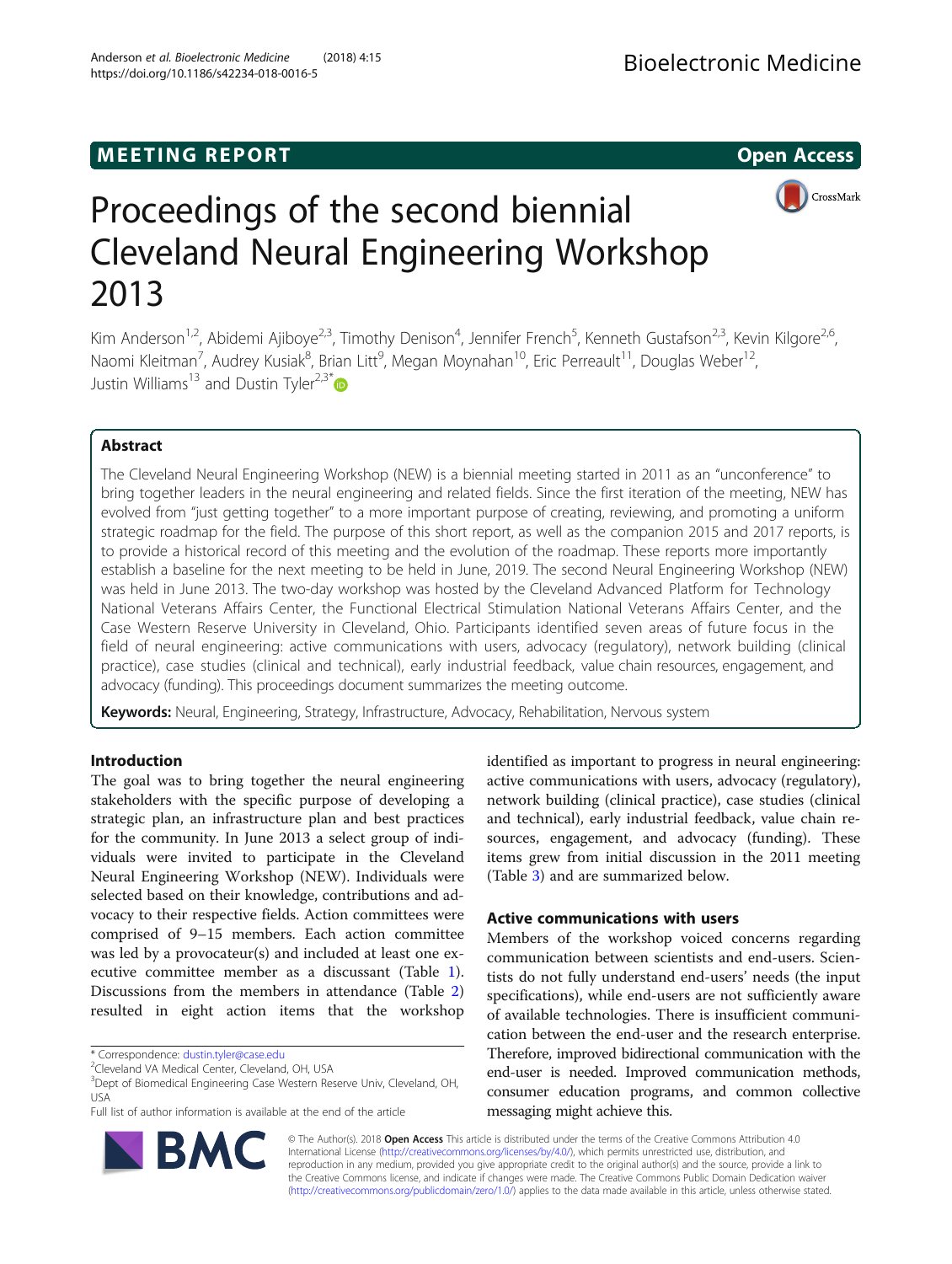MEETING REPORT

Open Access

# Proceedings of the second biennial Cleveland Neural Engineering Workshop 2013

Kim Anderson[1,2], Abidemi Ajiboye[2,3], Timothy Denison[4], Jennifer French[5], Kenneth Gustafson[2,3], Kevin Kilgore[2,6], Naomi Kleitman[7], Audrey Kusiak[8], Brian Litt[9], Megan Moynahan[10], Eric Perreault[11], Douglas Weber[12], Justin Williams[13] and Dustin Tyler[2,3*]

## Abstract

The Cleveland Neural Engineering Workshop (NEW) is a biennial meeting started in 2011 as an "unconference" to bring together leaders in the neural engineering and related fields. Since the first iteration of the meeting, NEW has evolved from "just getting together" to a more important purpose of creating, reviewing, and promoting a uniform strategic roadmap for the field. The purpose of this short report, as well as the companion 2015 and 2017 reports, is to provide a historical record of this meeting and the evolution of the roadmap. These reports more importantly establish a baseline for the next meeting to be held in June, 2019. The second Neural Engineering Workshop (NEW) was held in June 2013. The two-day workshop was hosted by the Cleveland Advanced Platform for Technology National Veterans Affairs Center, the Functional Electrical Stimulation National Veterans Affairs Center, and the Case Western Reserve University in Cleveland, Ohio. Participants identified seven areas of future focus in the field of neural engineering: active communications with users, advocacy (regulatory), network building (clinical practice), case studies (clinical and technical), early industrial feedback, value chain resources, engagement, and advocacy (funding). This proceedings document summarizes the meeting outcome.

**Keywords:** Neural, Engineering, Strategy, Infrastructure, Advocacy, Rehabilitation, Nervous system

## Introduction

The goal was to bring together the neural engineering stakeholders with the specific purpose of developing a strategic plan, an infrastructure plan and best practices for the community. In June 2013 a select group of individuals were invited to participate in the Cleveland Neural Engineering Workshop (NEW). Individuals were selected based on their knowledge, contributions and advocacy to their respective fields. Action committees were comprised of 9–15 members. Each action committee was led by a provocateur(s) and included at least one executive committee member as a discussant (Table 1). Discussions from the members in attendance (Table 2) resulted in eight action items that the workshop identified as important to progress in neural engineering: active communications with users, advocacy (regulatory), network building (clinical practice), case studies (clinical and technical), early industrial feedback, value chain resources, engagement, and advocacy (funding). These items grew from initial discussion in the 2011 meeting (Table 3) and are summarized below.

## Active communications with users

Members of the workshop voiced concerns regarding communication between scientists and end-users. Scientists do not fully understand end-users' needs (the input specifications), while end-users are not sufficiently aware of available technologies. There is insufficient communication between the end-user and the research enterprise. Therefore, improved bidirectional communication with the end-user is needed. Improved communication methods, consumer education programs, and common collective messaging might achieve this.

* Correspondence: dustin.tyler@case.edu
[2]Cleveland VA Medical Center, Cleveland, OH, USA
[3]Dept of Biomedical Engineering Case Western Reserve Univ, Cleveland, OH, USA
Full list of author information is available at the end of the article

© The Author(s). 2018 **Open Access** This article is distributed under the terms of the Creative Commons Attribution 4.0 International License (http://creativecommons.org/licenses/by/4.0/), which permits unrestricted use, distribution, and reproduction in any medium, provided you give appropriate credit to the original author(s) and the source, provide a link to the Creative Commons license, and indicate if changes were made. The Creative Commons Public Domain Dedication waiver (http://creativecommons.org/publicdomain/zero/1.0/) applies to the data made available in this article, unless otherwise stated.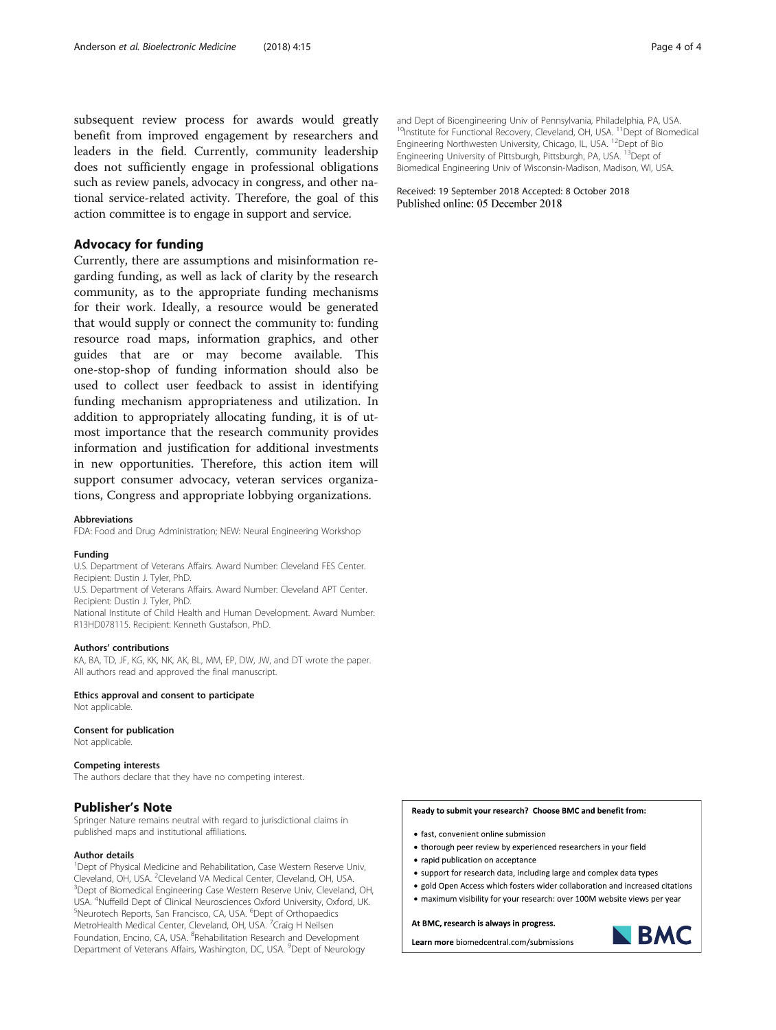subsequent review process for awards would greatly benefit from improved engagement by researchers and leaders in the field. Currently, community leadership does not sufficiently engage in professional obligations such as review panels, advocacy in congress, and other national service-related activity. Therefore, the goal of this action committee is to engage in support and service.

## Advocacy for funding

Currently, there are assumptions and misinformation regarding funding, as well as lack of clarity by the research community, as to the appropriate funding mechanisms for their work. Ideally, a resource would be generated that would supply or connect the community to: funding resource road maps, information graphics, and other guides that are or may become available. This one-stop-shop of funding information should also be used to collect user feedback to assist in identifying funding mechanism appropriateness and utilization. In addition to appropriately allocating funding, it is of utmost importance that the research community provides information and justification for additional investments in new opportunities. Therefore, this action item will support consumer advocacy, veteran services organizations, Congress and appropriate lobbying organizations.

#### Abbreviations

FDA: Food and Drug Administration; NEW: Neural Engineering Workshop

#### Funding

U.S. Department of Veterans Affairs. Award Number: Cleveland FES Center. Recipient: Dustin J. Tyler, PhD.
U.S. Department of Veterans Affairs. Award Number: Cleveland APT Center. Recipient: Dustin J. Tyler, PhD.
National Institute of Child Health and Human Development. Award Number: R13HD078115. Recipient: Kenneth Gustafson, PhD.

#### Authors' contributions

KA, BA, TD, JF, KG, KK, NK, AK, BL, MM, EP, DW, JW, and DT wrote the paper. All authors read and approved the final manuscript.

#### Ethics approval and consent to participate

Not applicable.

#### Consent for publication

Not applicable.

#### Competing interests

The authors declare that they have no competing interest.

## Publisher's Note

Springer Nature remains neutral with regard to jurisdictional claims in published maps and institutional affiliations.

#### Author details

[1]Dept of Physical Medicine and Rehabilitation, Case Western Reserve Univ, Cleveland, OH, USA. [2]Cleveland VA Medical Center, Cleveland, OH, USA. [3]Dept of Biomedical Engineering Case Western Reserve Univ, Cleveland, OH, USA. [4]Nuffeild Dept of Clinical Neurosciences Oxford University, Oxford, UK. [5]Neurotech Reports, San Francisco, CA, USA. [6]Dept of Orthopaedics MetroHealth Medical Center, Cleveland, OH, USA. [7]Craig H Neilsen Foundation, Encino, CA, USA. [8]Rehabilitation Research and Development Department of Veterans Affairs, Washington, DC, USA. [9]Dept of Neurology and Dept of Bioengineering Univ of Pennsylvania, Philadelphia, PA, USA. [10]Institute for Functional Recovery, Cleveland, OH, USA. [11]Dept of Biomedical Engineering Northwesten University, Chicago, IL, USA. [12]Dept of Bio Engineering University of Pittsburgh, Pittsburgh, PA, USA. [13]Dept of Biomedical Engineering Univ of Wisconsin-Madison, Madison, WI, USA.

Received: 19 September 2018 Accepted: 8 October 2018
Published online: 05 December 2018

**Ready to submit your research? Choose BMC and benefit from:**

- fast, convenient online submission
- thorough peer review by experienced researchers in your field
- rapid publication on acceptance
- support for research data, including large and complex data types
- gold Open Access which fosters wider collaboration and increased citations
- maximum visibility for your research: over 100M website views per year

**At BMC, research is always in progress.**

**Learn more** biomedcentral.com/submissions